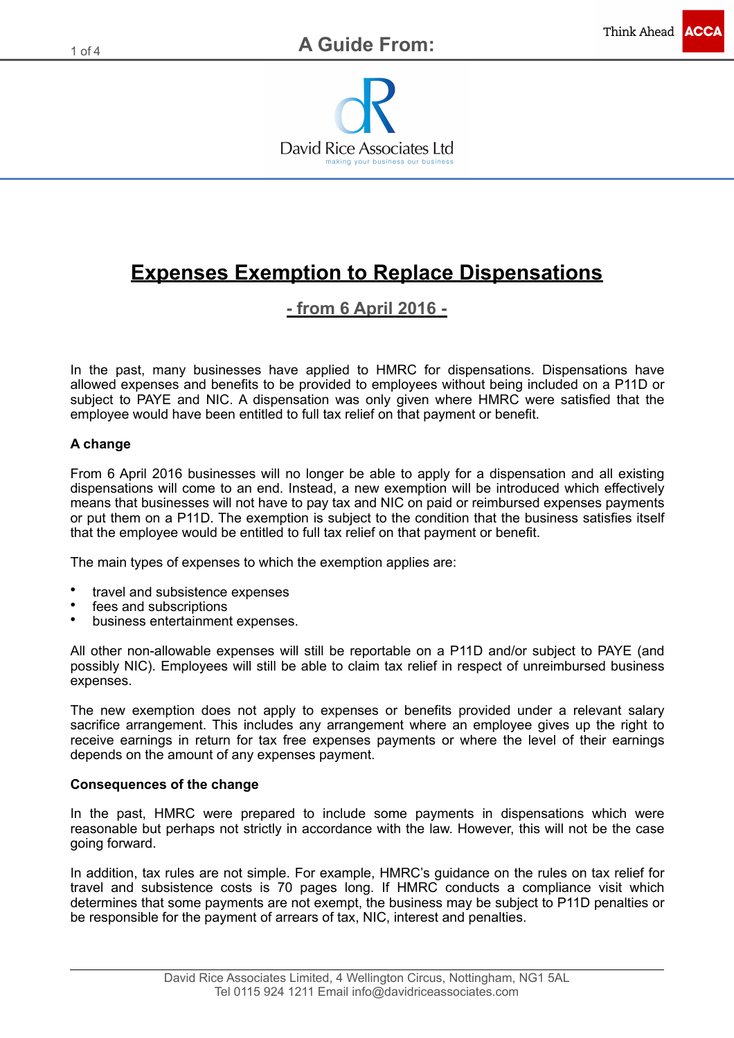A Guide From:

David Rice Associates Ltd

making your business our business

# Expenses Exemption to Replace Dispensations

## - from 6 April 2016 -

In the past, many businesses have applied to HMRC for dispensations. Dispensations have allowed expenses and benefits to be provided to employees without being included on a P11D or subject to PAYE and NIC. A dispensation was only given where HMRC were satisfied that the employee would have been entitled to full tax relief on that payment or benefit.

**A change**

From 6 April 2016 businesses will no longer be able to apply for a dispensation and all existing dispensations will come to an end. Instead, a new exemption will be introduced which effectively means that businesses will not have to pay tax and NIC on paid or reimbursed expenses payments or put them on a P11D. The exemption is subject to the condition that the business satisfies itself that the employee would be entitled to full tax relief on that payment or benefit.

The main types of expenses to which the exemption applies are:

- travel and subsistence expenses
- fees and subscriptions
- business entertainment expenses.

All other non-allowable expenses will still be reportable on a P11D and/or subject to PAYE (and possibly NIC). Employees will still be able to claim tax relief in respect of unreimbursed business expenses.

The new exemption does not apply to expenses or benefits provided under a relevant salary sacrifice arrangement. This includes any arrangement where an employee gives up the right to receive earnings in return for tax free expenses payments or where the level of their earnings depends on the amount of any expenses payment.

**Consequences of the change**

In the past, HMRC were prepared to include some payments in dispensations which were reasonable but perhaps not strictly in accordance with the law. However, this will not be the case going forward.

In addition, tax rules are not simple. For example, HMRC's guidance on the rules on tax relief for travel and subsistence costs is 70 pages long. If HMRC conducts a compliance visit which determines that some payments are not exempt, the business may be subject to P11D penalties or be responsible for the payment of arrears of tax, NIC, interest and penalties.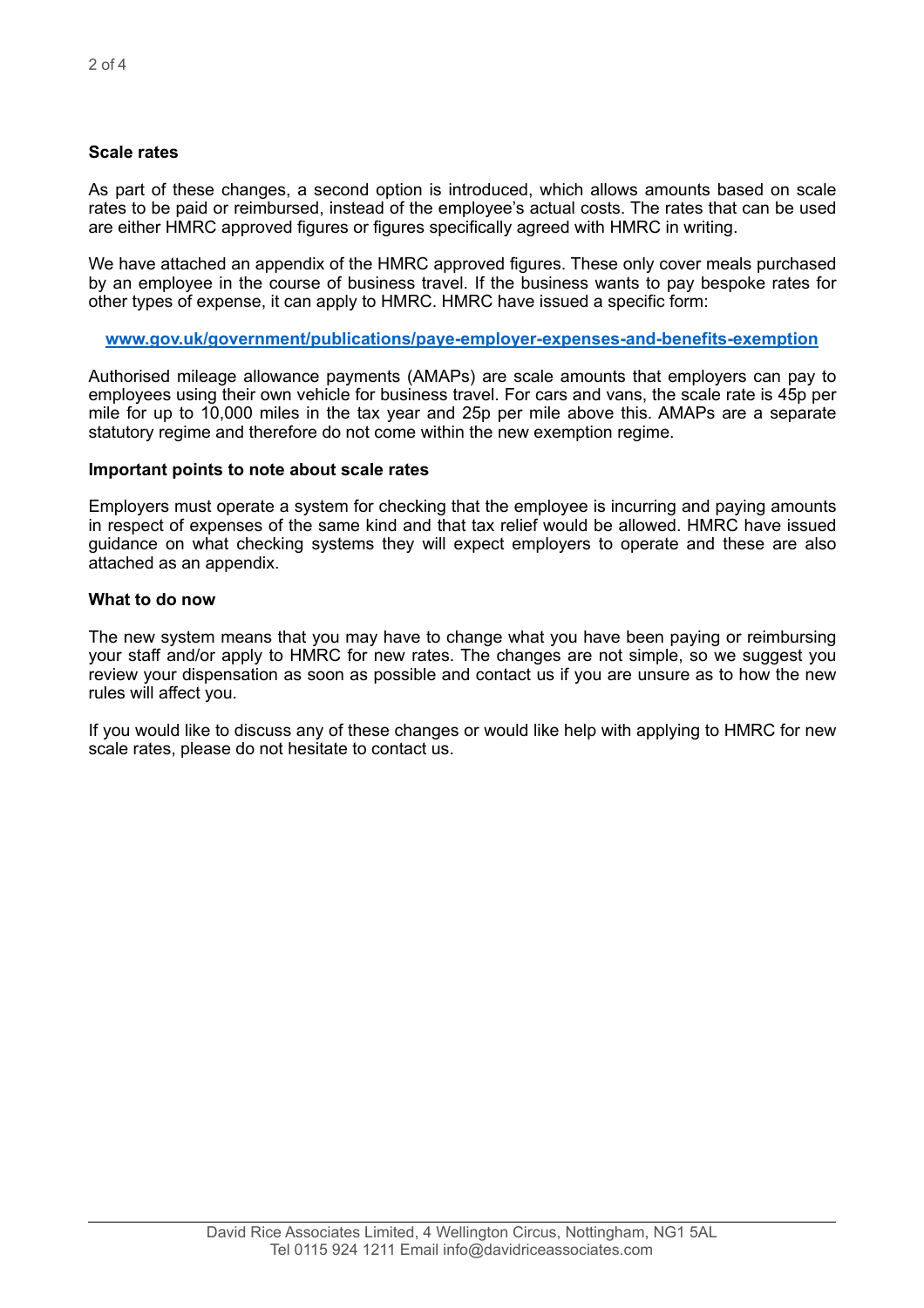**Scale rates**

As part of these changes, a second option is introduced, which allows amounts based on scale rates to be paid or reimbursed, instead of the employee's actual costs. The rates that can be used are either HMRC approved figures or figures specifically agreed with HMRC in writing.

We have attached an appendix of the HMRC approved figures. These only cover meals purchased by an employee in the course of business travel. If the business wants to pay bespoke rates for other types of expense, it can apply to HMRC. HMRC have issued a specific form:

**www.gov.uk/government/publications/paye-employer-expenses-and-benefits-exemption**

Authorised mileage allowance payments (AMAPs) are scale amounts that employers can pay to employees using their own vehicle for business travel. For cars and vans, the scale rate is 45p per mile for up to 10,000 miles in the tax year and 25p per mile above this. AMAPs are a separate statutory regime and therefore do not come within the new exemption regime.

**Important points to note about scale rates**

Employers must operate a system for checking that the employee is incurring and paying amounts in respect of expenses of the same kind and that tax relief would be allowed. HMRC have issued guidance on what checking systems they will expect employers to operate and these are also attached as an appendix.

**What to do now**

The new system means that you may have to change what you have been paying or reimbursing your staff and/or apply to HMRC for new rates. The changes are not simple, so we suggest you review your dispensation as soon as possible and contact us if you are unsure as to how the new rules will affect you.

If you would like to discuss any of these changes or would like help with applying to HMRC for new scale rates, please do not hesitate to contact us.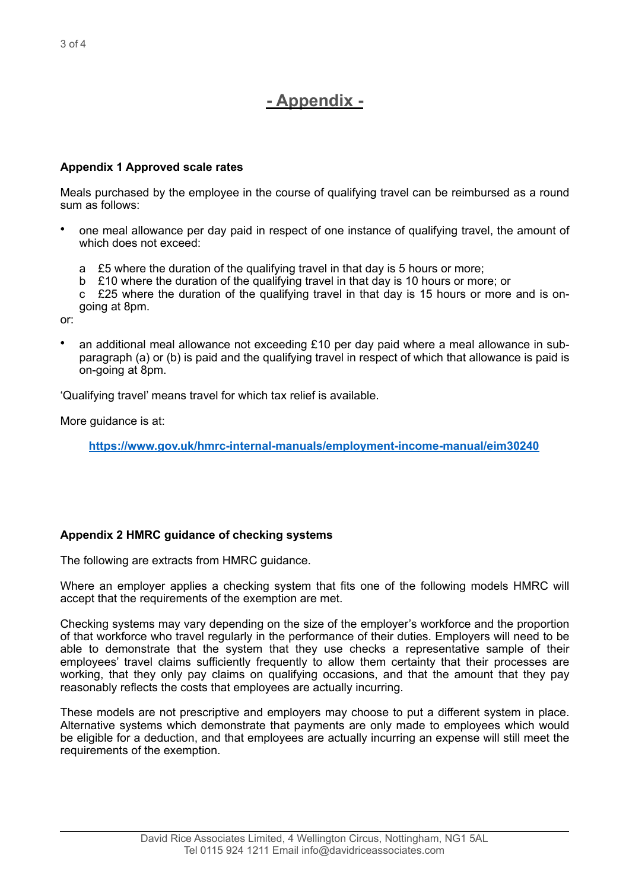# - Appendix -

**Appendix 1 Approved scale rates**

Meals purchased by the employee in the course of qualifying travel can be reimbursed as a round sum as follows:

- one meal allowance per day paid in respect of one instance of qualifying travel, the amount of which does not exceed:

  a  £5 where the duration of the qualifying travel in that day is 5 hours or more;
  b  £10 where the duration of the qualifying travel in that day is 10 hours or more; or
  c  £25 where the duration of the qualifying travel in that day is 15 hours or more and is on-going at 8pm.

or:

- an additional meal allowance not exceeding £10 per day paid where a meal allowance in sub-paragraph (a) or (b) is paid and the qualifying travel in respect of which that allowance is paid is on-going at 8pm.

'Qualifying travel' means travel for which tax relief is available.

More guidance is at:

**https://www.gov.uk/hmrc-internal-manuals/employment-income-manual/eim30240**

**Appendix 2 HMRC guidance of checking systems**

The following are extracts from HMRC guidance.

Where an employer applies a checking system that fits one of the following models HMRC will accept that the requirements of the exemption are met.

Checking systems may vary depending on the size of the employer's workforce and the proportion of that workforce who travel regularly in the performance of their duties. Employers will need to be able to demonstrate that the system that they use checks a representative sample of their employees' travel claims sufficiently frequently to allow them certainty that their processes are working, that they only pay claims on qualifying occasions, and that the amount that they pay reasonably reflects the costs that employees are actually incurring.

These models are not prescriptive and employers may choose to put a different system in place. Alternative systems which demonstrate that payments are only made to employees which would be eligible for a deduction, and that employees are actually incurring an expense will still meet the requirements of the exemption.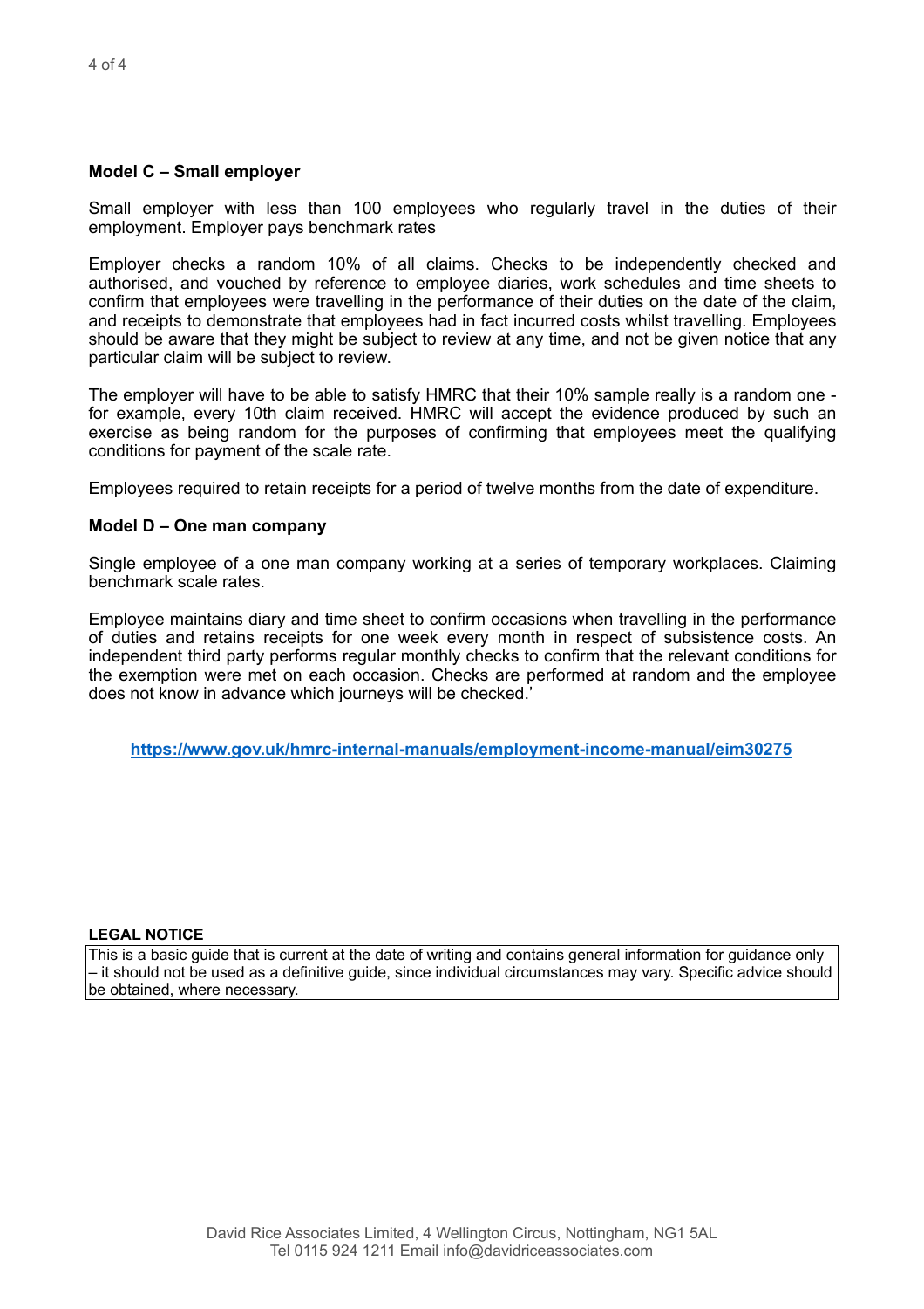**Model C – Small employer**

Small employer with less than 100 employees who regularly travel in the duties of their employment. Employer pays benchmark rates

Employer checks a random 10% of all claims. Checks to be independently checked and authorised, and vouched by reference to employee diaries, work schedules and time sheets to confirm that employees were travelling in the performance of their duties on the date of the claim, and receipts to demonstrate that employees had in fact incurred costs whilst travelling. Employees should be aware that they might be subject to review at any time, and not be given notice that any particular claim will be subject to review.

The employer will have to be able to satisfy HMRC that their 10% sample really is a random one - for example, every 10th claim received. HMRC will accept the evidence produced by such an exercise as being random for the purposes of confirming that employees meet the qualifying conditions for payment of the scale rate.

Employees required to retain receipts for a period of twelve months from the date of expenditure.

**Model D – One man company**

Single employee of a one man company working at a series of temporary workplaces. Claiming benchmark scale rates.

Employee maintains diary and time sheet to confirm occasions when travelling in the performance of duties and retains receipts for one week every month in respect of subsistence costs. An independent third party performs regular monthly checks to confirm that the relevant conditions for the exemption were met on each occasion. Checks are performed at random and the employee does not know in advance which journeys will be checked.'

**https://www.gov.uk/hmrc-internal-manuals/employment-income-manual/eim30275**

**LEGAL NOTICE**

This is a basic guide that is current at the date of writing and contains general information for guidance only – it should not be used as a definitive guide, since individual circumstances may vary. Specific advice should be obtained, where necessary.

David Rice Associates Limited, 4 Wellington Circus, Nottingham, NG1 5AL
Tel 0115 924 1211 Email info@davidriceassociates.com